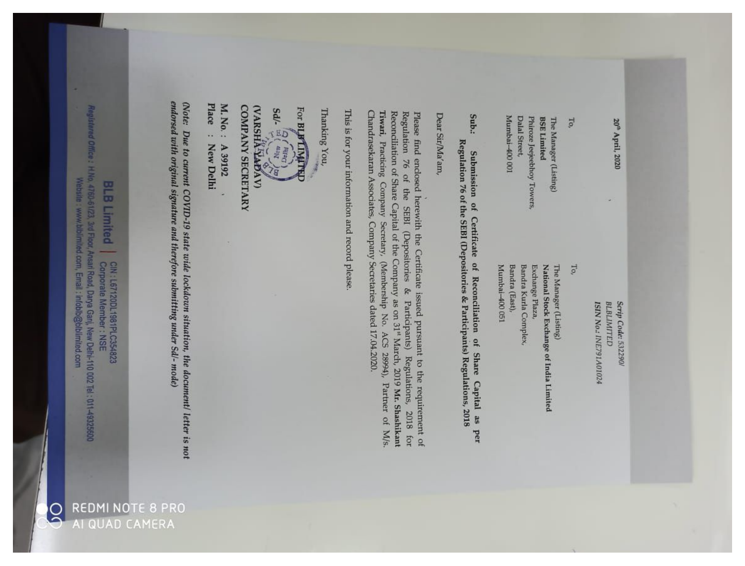20th April, 2020

Scrip Code: 532290/
BLBLIMITED
ISIN No.: INE791A01024

To,
The Manager (Listing)
**BSE Limited**
Phiroze Jeejeebhoy Towers,
Dalal Street,
Mumbai-400 001

To,
The Manager (Listing)
**National Stock Exchange of India Limited**
Exchange Plaza,
Bandra Kurla Complex,
Bandra (East),
Mumbai-400 051

**Sub.: Submission of Certificate of Reconciliation of Share Capital as per Regulation 76 of the SEBI (Depositories & Participants) Regulations, 2018**

Dear Sir/Ma'am,

Please find enclosed herewith the Certificate issued pursuant to the requirement of Regulation 76 of the SEBI (Depositories & Participants) Regulations, 2018 for Reconciliation of Share Capital of the Company as on 31st March, 2019 **Mr. Shashikant Tiwari**, Practicing Company Secretary, (Membership No. ACS 28994), Partner of M/s. Chandrasekaran Associates, Company Secretaries dated 17.04.2020.

This is for your information and record please.

Thanking You,

For **BLB LIMITED**

Sd/-

**(VARSHA YADAV)**
**COMPANY SECRETARY**

**M. No. : A 39192**
**Place : New Delhi**

***(Note: Due to current COVID-19 state wide lockdown situation, the document/ letter is not endorsed with original signature and therefore submitting under Sd/- mode)***

**BLB Limited** | CIN : L67120DL1981PLC354823
Corporate Member : NSE

Registered Office : H.No. 4760-61/23, 3rd Floor, Ansari Road, Darya Ganj, New Delhi-110 002 Tel.: 011-49325600
Website : www.blblimited.com, Email : infoblb@blblimited.com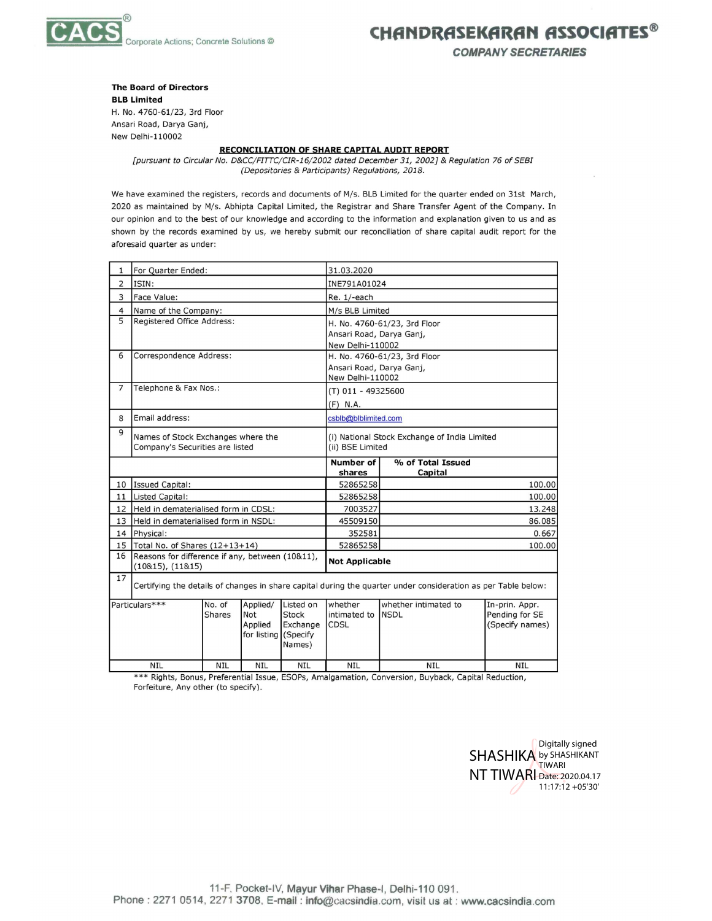CACS® Corporate Actions; Concrete Solutions ©

**CHANDRASEKARAN ASSOCIATES®**

***COMPANY SECRETARIES***

**The Board of Directors**
**BLB Limited**
H. No. 4760-61/23, 3rd Floor
Ansari Road, Darya Ganj,
New Delhi-110002

**RECONCILIATION OF SHARE CAPITAL AUDIT REPORT**

*[pursuant to Circular No. D&CC/FITTC/CIR-16/2002 dated December 31, 2002] & Regulation 76 of SEBI (Depositories & Participants) Regulations, 2018.*

We have examined the registers, records and documents of M/s. BLB Limited for the quarter ended on 31st March, 2020 as maintained by M/s. Abhipta Capital Limited, the Registrar and Share Transfer Agent of the Company. In our opinion and to the best of our knowledge and according to the information and explanation given to us and as shown by the records examined by us, we hereby submit our reconciliation of share capital audit report for the aforesaid quarter as under:

| | | | |
|---|---|---|---|
| 1 | For Quarter Ended: | 31.03.2020 | |
| 2 | ISIN: | INE791A01024 | |
| 3 | Face Value: | Re. 1/-each | |
| 4 | Name of the Company: | M/s BLB Limited | |
| 5 | Registered Office Address: | H. No. 4760-61/23, 3rd Floor Ansari Road, Darya Ganj, New Delhi-110002 | |
| 6 | Correspondence Address: | H. No. 4760-61/23, 3rd Floor Ansari Road, Darya Ganj, New Delhi-110002 | |
| 7 | Telephone & Fax Nos.: | (T) 011 - 49325600 (F) N.A. | |
| 8 | Email address: | csblb@blblimited.com | |
| 9 | Names of Stock Exchanges where the Company's Securities are listed | (i) National Stock Exchange of India Limited (ii) BSE Limited | |
| | | **Number of shares** | **% of Total Issued Capital** |
| 10 | Issued Capital: | 52865258 | 100.00 |
| 11 | Listed Capital: | 52865258 | 100.00 |
| 12 | Held in dematerialised form in CDSL: | 7003527 | 13.248 |
| 13 | Held in dematerialised form in NSDL: | 45509150 | 86.085 |
| 14 | Physical: | 352581 | 0.667 |
| 15 | Total No. of Shares (12+13+14) | 52865258 | 100.00 |
| 16 | Reasons for difference if any, between (10&11), (10&15), (11&15) | **Not Applicable** | |
| 17 | Certifying the details of changes in share capital during the quarter under consideration as per Table below: | | |

| Particulars*** | No. of Shares | Applied/ Not Applied for listing | Listed on Stock Exchange (Specify Names) | whether intimated to CDSL | whether intimated to NSDL | In-prin. Appr. Pending for SE (Specify names) |
|---|---|---|---|---|---|---|
| NIL | NIL | NIL | NIL | NIL | NIL | NIL |

*** Rights, Bonus, Preferential Issue, ESOPs, Amalgamation, Conversion, Buyback, Capital Reduction, Forfeiture, Any other (to specify).

SHASHIKANT TIWARI
Digitally signed by SHASHIKANT TIWARI
Date: 2020.04.17 11:17:12 +05'30'

11-F, Pocket-IV, Mayur Vihar Phase-I, Delhi-110 091.
Phone : 2271 0514, 2271 3708, E-mail : info@cacsindia.com, visit us at : www.cacsindia.com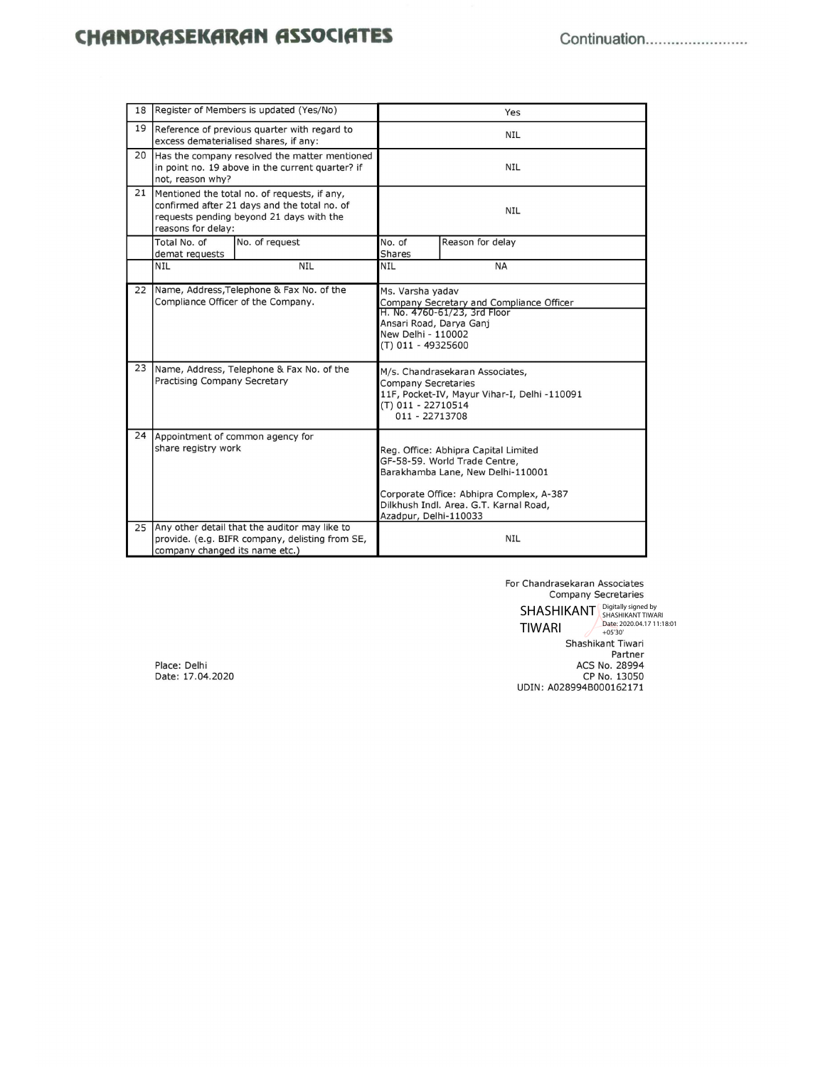# CHANDRASEKARAN ASSOCIATES

Continuation........................

| | | | |
|---|---|---|---|
| 18 | Register of Members is updated (Yes/No) | Yes | |
| 19 | Reference of previous quarter with regard to excess dematerialised shares, if any: | NIL | |
| 20 | Has the company resolved the matter mentioned in point no. 19 above in the current quarter? if not, reason why? | NIL | |
| 21 | Mentioned the total no. of requests, if any, confirmed after 21 days and the total no. of requests pending beyond 21 days with the reasons for delay: | NIL | |
| | Total No. of demat requests / No. of request | No. of Shares | Reason for delay |
| | NIL / NIL | NIL | NA |
| 22 | Name, Address,Telephone & Fax No. of the Compliance Officer of the Company. | Ms. Varsha yadav<br>Company Secretary and Compliance Officer<br>H. No. 4760-61/23, 3rd Floor<br>Ansari Road, Darya Ganj<br>New Delhi - 110002<br>(T) 011 - 49325600 | |
| 23 | Name, Address, Telephone & Fax No. of the Practising Company Secretary | M/s. Chandrasekaran Associates,<br>Company Secretaries<br>11F, Pocket-IV, Mayur Vihar-I, Delhi -110091<br>(T) 011 - 22710514<br>011 - 22713708 | |
| 24 | Appointment of common agency for share registry work | Reg. Office: Abhipra Capital Limited<br>GF-58-59. World Trade Centre,<br>Barakhamba Lane, New Delhi-110001<br><br>Corporate Office: Abhipra Complex, A-387<br>Dilkhush Indl. Area. G.T. Karnal Road,<br>Azadpur, Delhi-110033 | |
| 25 | Any other detail that the auditor may like to provide. (e.g. BIFR company, delisting from SE, company changed its name etc.) | NIL | |

For Chandrasekaran Associates
Company Secretaries

SHASHIKANT TIWARI
Digitally signed by SHASHIKANT TIWARI
Date: 2020.04.17 11:18:01 +05'30'

Shashikant Tiwari
Partner
ACS No. 28994
CP No. 13050
UDIN: A028994B000162171

Place: Delhi
Date: 17.04.2020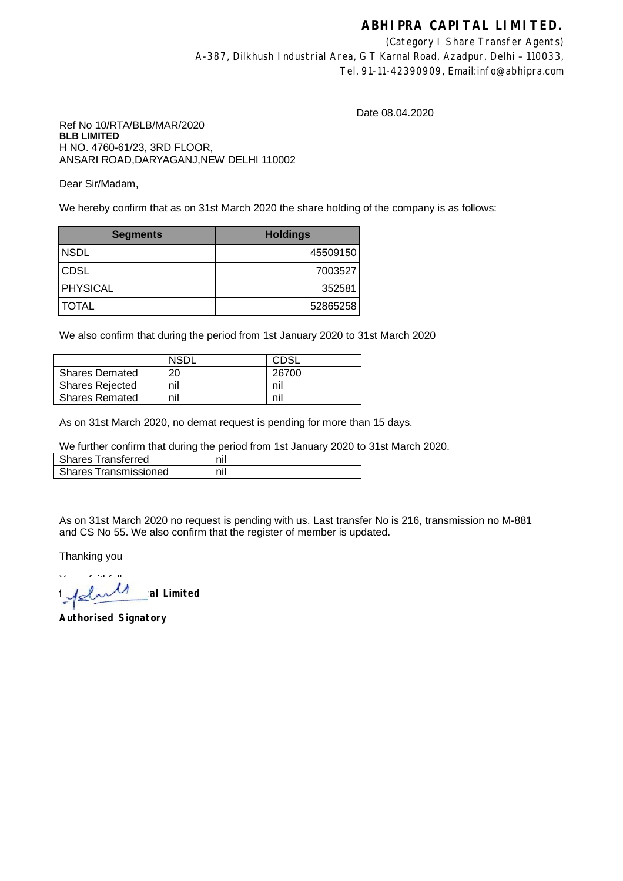**ABHIPRA CAPITAL LIMITED.**
(Category I Share Transfer Agents)
A-387, Dilkhush Industrial Area, G T Karnal Road, Azadpur, Delhi – 110033,
Tel. 91-11-42390909, Email:info@abhipra.com

Date 08.04.2020

Ref No 10/RTA/BLB/MAR/2020
**BLB LIMITED**
H NO. 4760-61/23, 3RD FLOOR,
ANSARI ROAD,DARYAGANJ,NEW DELHI 110002

Dear Sir/Madam,

We hereby confirm that as on 31st March 2020 the share holding of the company is as follows:

| Segments | Holdings |
|---|---|
| NSDL | 45509150 |
| CDSL | 7003527 |
| PHYSICAL | 352581 |
| TOTAL | 52865258 |

We also confirm that during the period from 1st January 2020 to 31st March 2020

| | NSDL | CDSL |
|---|---|---|
| Shares Demated | 20 | 26700 |
| Shares Rejected | nil | nil |
| Shares Remated | nil | nil |

As on 31st March 2020, no demat request is pending for more than 15 days.

We further confirm that during the period from 1st January 2020 to 31st March 2020.

| | |
|---|---|
| Shares Transferred | nil |
| Shares Transmissioned | nil |

As on 31st March 2020 no request is pending with us. Last transfer No is 216, transmission no M-881 and CS No 55. We also confirm that the register of member is updated.

Thanking you

Yours faithfully
**for Abhipra Capital Limited**

**Authorised Signatory**